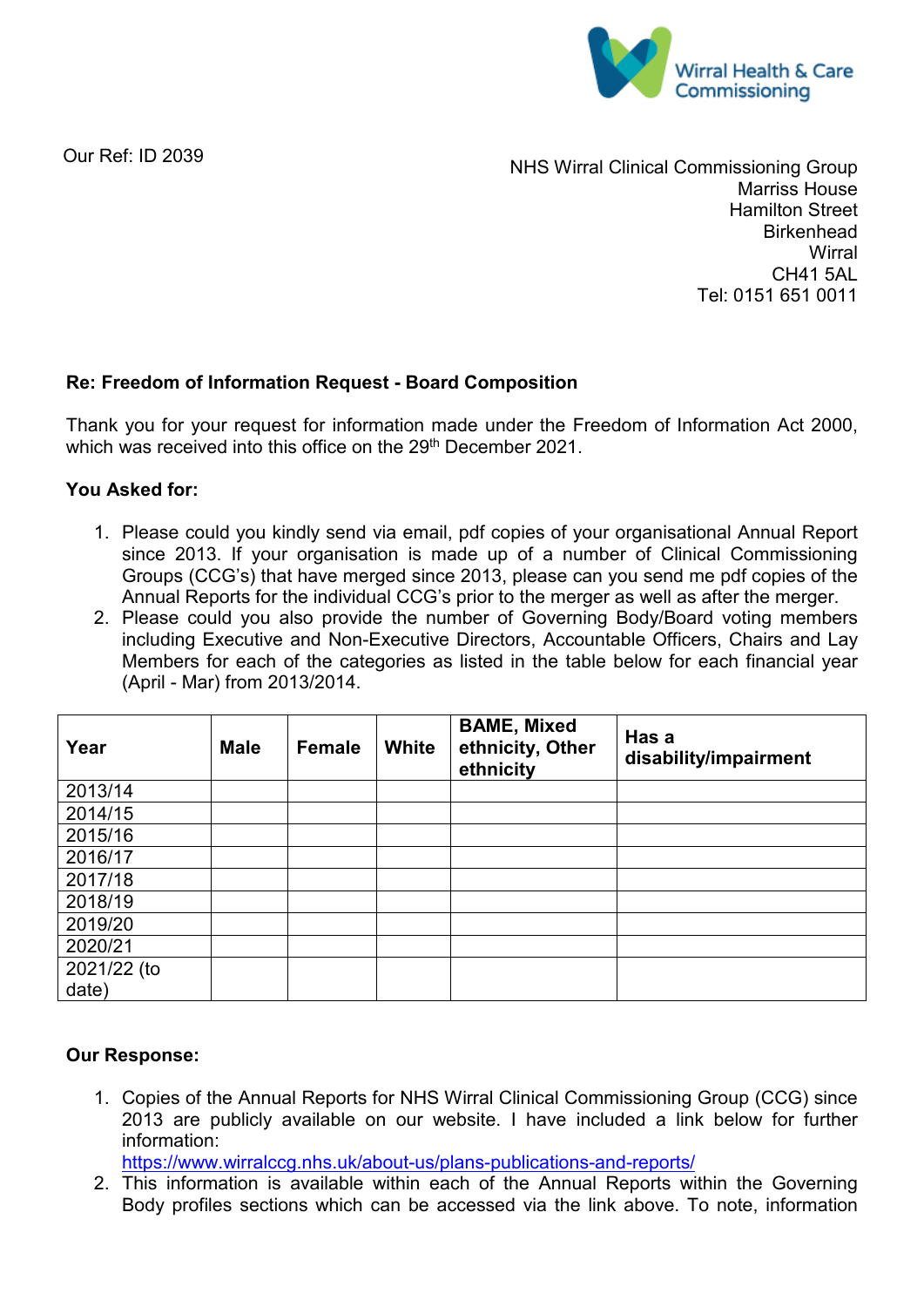Wirral Health & Care Commissioning

Our Ref: ID 2039

NHS Wirral Clinical Commissioning Group
Marriss House
Hamilton Street
Birkenhead
Wirral
CH41 5AL
Tel: 0151 651 0011

**Re: Freedom of Information Request - Board Composition**

Thank you for your request for information made under the Freedom of Information Act 2000, which was received into this office on the 29th December 2021.

**You Asked for:**

1. Please could you kindly send via email, pdf copies of your organisational Annual Report since 2013. If your organisation is made up of a number of Clinical Commissioning Groups (CCG's) that have merged since 2013, please can you send me pdf copies of the Annual Reports for the individual CCG's prior to the merger as well as after the merger.
2. Please could you also provide the number of Governing Body/Board voting members including Executive and Non-Executive Directors, Accountable Officers, Chairs and Lay Members for each of the categories as listed in the table below for each financial year (April - Mar) from 2013/2014.

| Year | Male | Female | White | BAME, Mixed ethnicity, Other ethnicity | Has a disability/impairment |
|---|---|---|---|---|---|
| 2013/14 | | | | | |
| 2014/15 | | | | | |
| 2015/16 | | | | | |
| 2016/17 | | | | | |
| 2017/18 | | | | | |
| 2018/19 | | | | | |
| 2019/20 | | | | | |
| 2020/21 | | | | | |
| 2021/22 (to date) | | | | | |

**Our Response:**

1. Copies of the Annual Reports for NHS Wirral Clinical Commissioning Group (CCG) since 2013 are publicly available on our website. I have included a link below for further information:
https://www.wirralccg.nhs.uk/about-us/plans-publications-and-reports/
2. This information is available within each of the Annual Reports within the Governing Body profiles sections which can be accessed via the link above. To note, information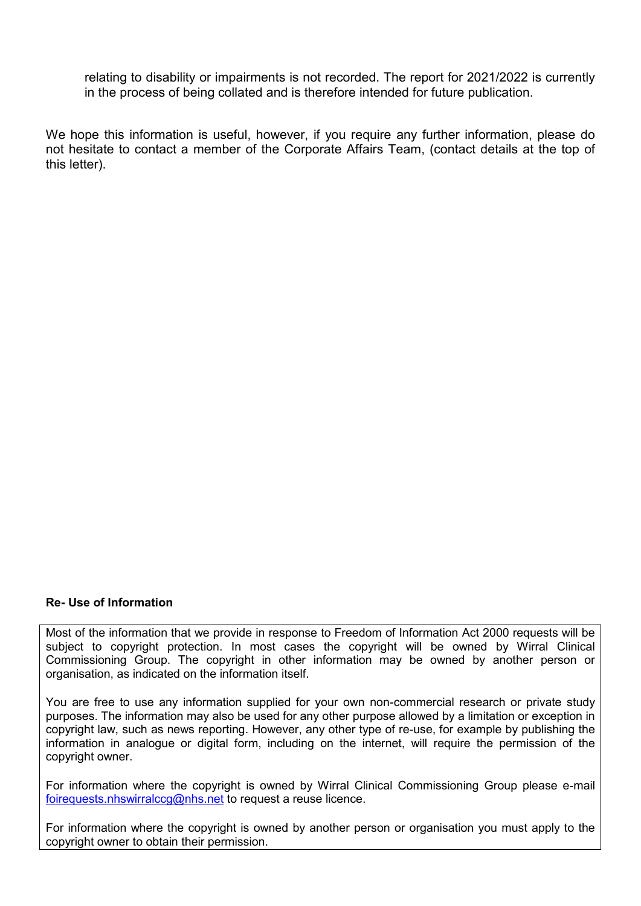relating to disability or impairments is not recorded. The report for 2021/2022 is currently in the process of being collated and is therefore intended for future publication.

We hope this information is useful, however, if you require any further information, please do not hesitate to contact a member of the Corporate Affairs Team, (contact details at the top of this letter).

**Re- Use of Information**

Most of the information that we provide in response to Freedom of Information Act 2000 requests will be subject to copyright protection. In most cases the copyright will be owned by Wirral Clinical Commissioning Group. The copyright in other information may be owned by another person or organisation, as indicated on the information itself.

You are free to use any information supplied for your own non-commercial research or private study purposes. The information may also be used for any other purpose allowed by a limitation or exception in copyright law, such as news reporting. However, any other type of re-use, for example by publishing the information in analogue or digital form, including on the internet, will require the permission of the copyright owner.

For information where the copyright is owned by Wirral Clinical Commissioning Group please e-mail foirequests.nhswirralccg@nhs.net to request a reuse licence.

For information where the copyright is owned by another person or organisation you must apply to the copyright owner to obtain their permission.